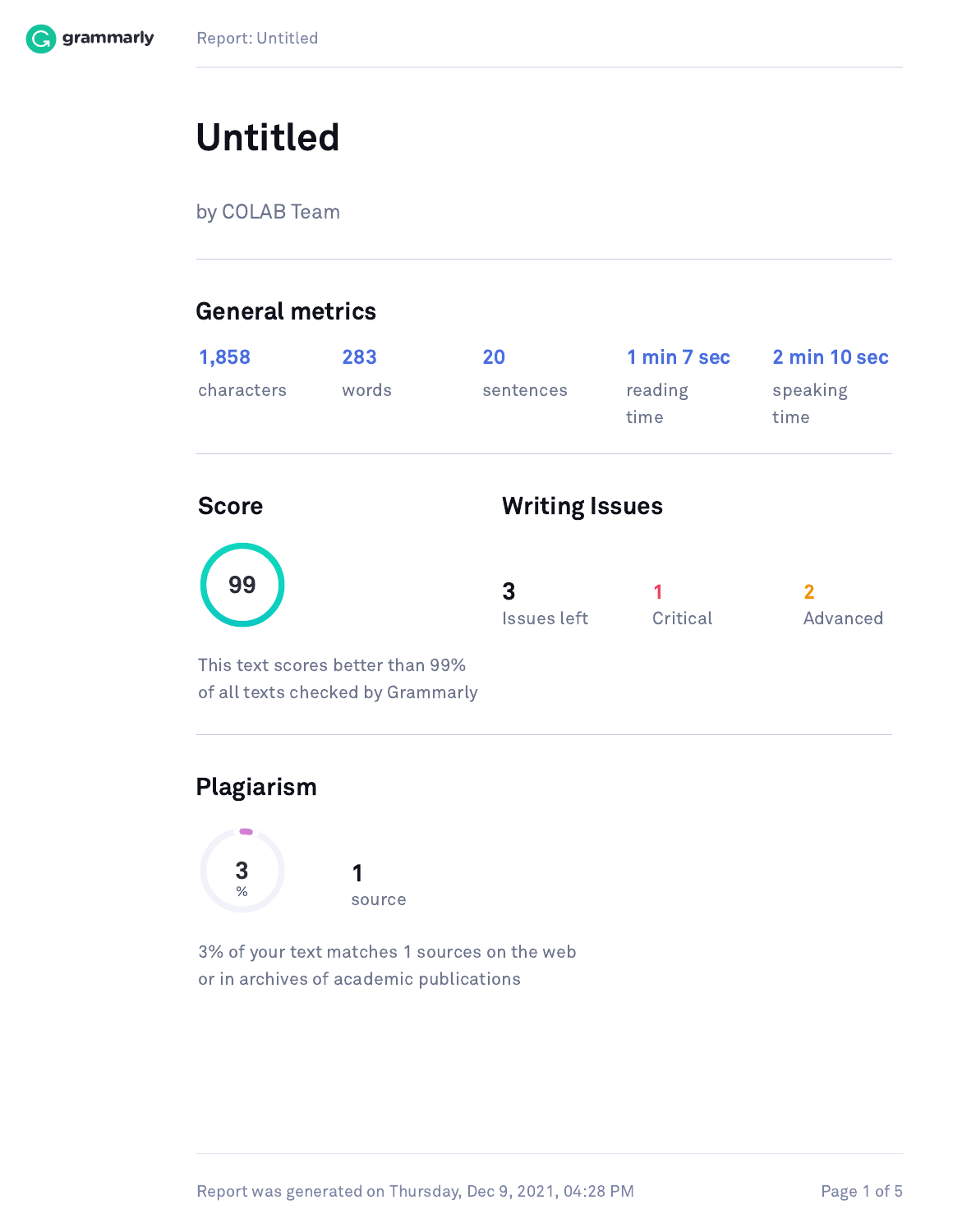# Untitled

by COLAB Team

## General metrics

| 1,858 | 283 | 20 | 1 min 7 sec | 2 min 10 sec |
| --- | --- | --- | --- | --- |
| characters | words | sentences | reading time | speaking time |

## Score

**99**

This text scores better than 99% of all texts checked by Grammarly

## Writing Issues

| 3 | 1 | 2 |
| --- | --- | --- |
| Issues left | Critical | Advanced |

## Plagiarism

**3** %

**1** source

3% of your text matches 1 sources on the web or in archives of academic publications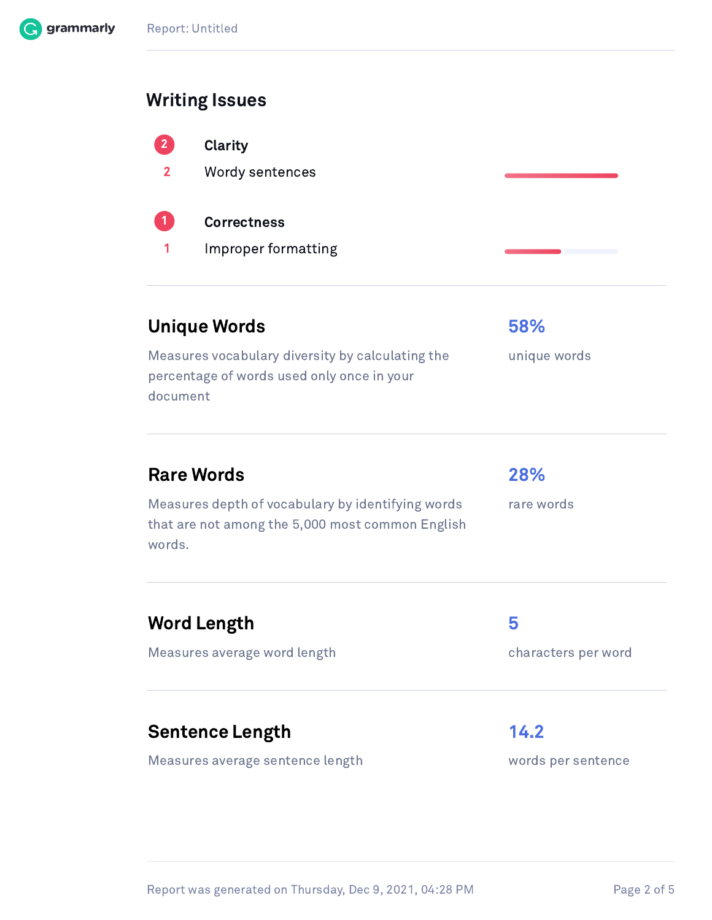## Writing Issues

**2 Clarity**

| Count | Issue |
| --- | --- |
| 2 | Wordy sentences |

**1 Correctness**

| Count | Issue |
| --- | --- |
| 1 | Improper formatting |

## Unique Words

Measures vocabulary diversity by calculating the percentage of words used only once in your document

**58%** unique words

## Rare Words

Measures depth of vocabulary by identifying words that are not among the 5,000 most common English words.

**28%** rare words

## Word Length

Measures average word length

**5** characters per word

## Sentence Length

Measures average sentence length

**14.2** words per sentence

Report was generated on Thursday, Dec 9, 2021, 04:28 PM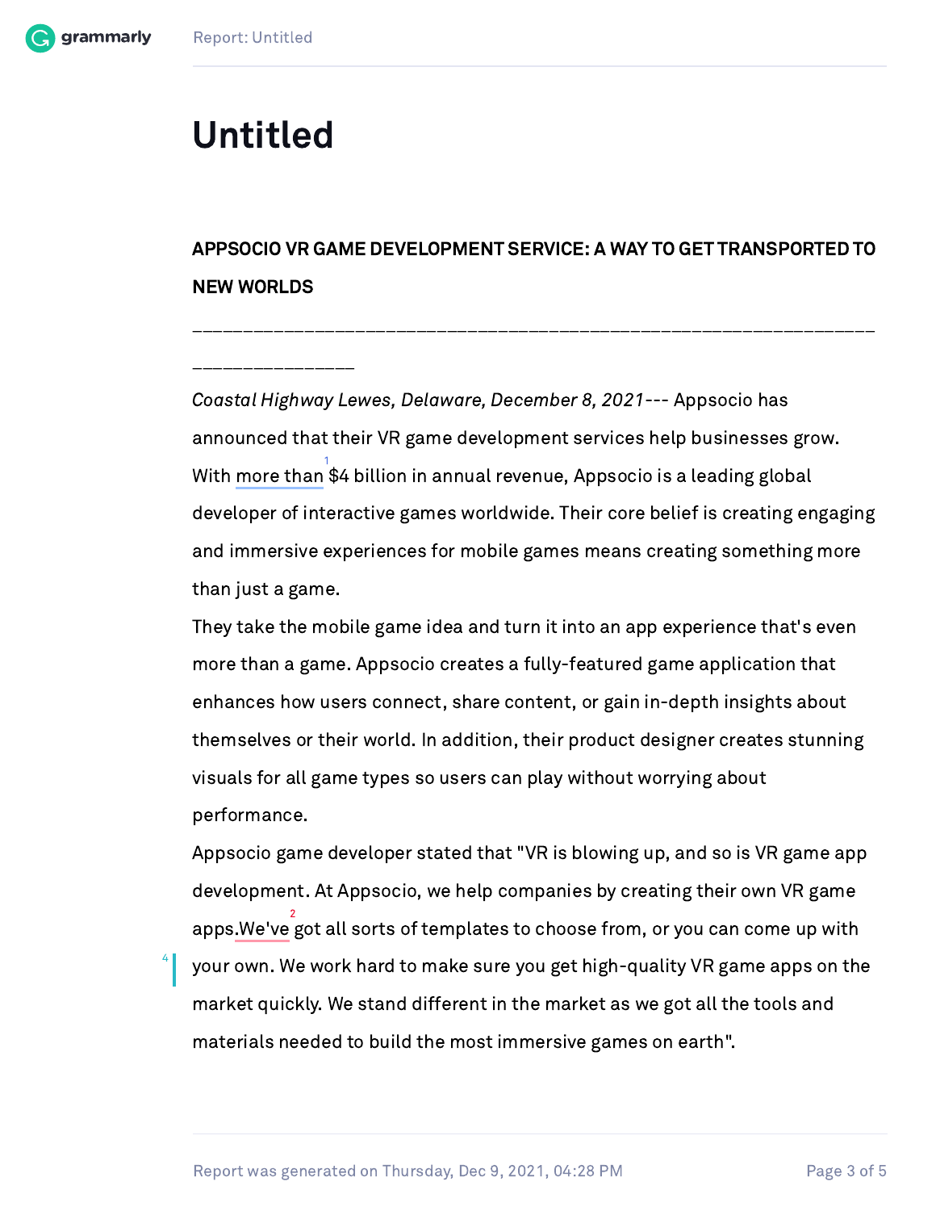# Untitled

**APPSOCIO VR GAME DEVELOPMENT SERVICE: A WAY TO GET TRANSPORTED TO NEW WORLDS**

_________________________________________________________________

*Coastal Highway Lewes, Delaware, December 8, 2021*--- Appsocio has announced that their VR game development services help businesses grow. With more than [1] $4 billion in annual revenue, Appsocio is a leading global developer of interactive games worldwide. Their core belief is creating engaging and immersive experiences for mobile games means creating something more than just a game.

They take the mobile game idea and turn it into an app experience that's even more than a game. Appsocio creates a fully-featured game application that enhances how users connect, share content, or gain in-depth insights about themselves or their world. In addition, their product designer creates stunning visuals for all game types so users can play without worrying about performance.

Appsocio game developer stated that "VR is blowing up, and so is VR game app development. At Appsocio, we help companies by creating their own VR game apps.We've [2] got all sorts of templates to choose from, or you can come up with your own. We work hard to make sure you get high-quality VR game apps on the market quickly. We stand different in the market as we got all the tools and materials needed to build the most immersive games on earth".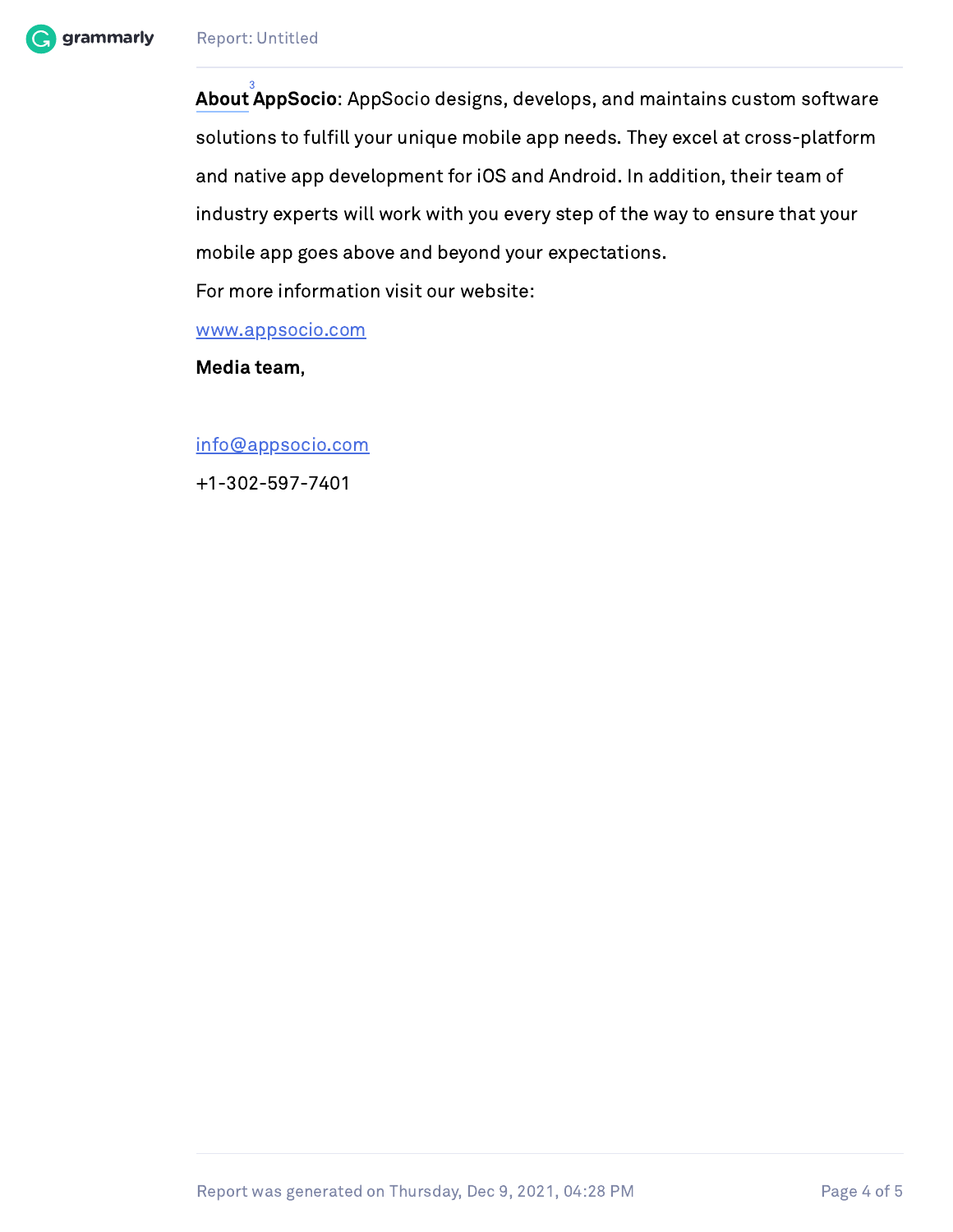**About**[3] **AppSocio**: AppSocio designs, develops, and maintains custom software solutions to fulfill your unique mobile app needs. They excel at cross-platform and native app development for iOS and Android. In addition, their team of industry experts will work with you every step of the way to ensure that your mobile app goes above and beyond your expectations.

For more information visit our website:

www.appsocio.com

**Media team**,

info@appsocio.com

+1-302-597-7401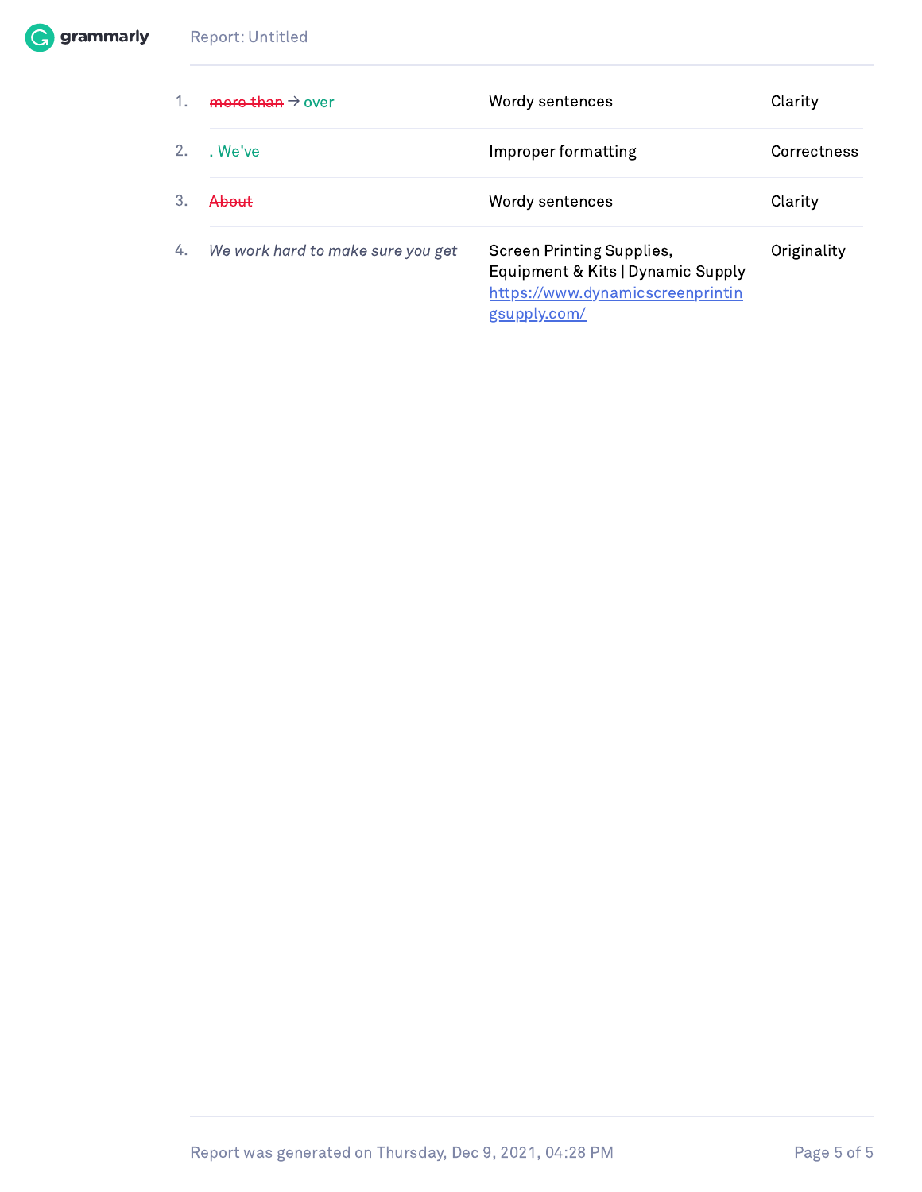| | | | |
|---|---|---|---|
| 1. | ~~more than~~ → over | Wordy sentences | Clarity |
| 2. | . We've | Improper formatting | Correctness |
| 3. | ~~About~~ | Wordy sentences | Clarity |
| 4. | *We work hard to make sure you get* | Screen Printing Supplies, Equipment & Kits \| Dynamic Supply https://www.dynamicscreenprintingsupply.com/ | Originality |